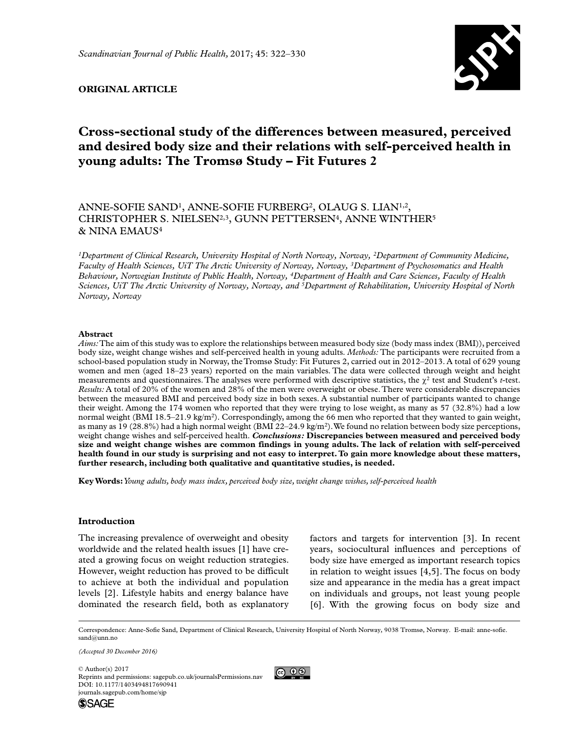ORIGINAL ARTICLE

# Cross-sectional study of the differences between measured, perceived and desired body size and their relations with self-perceived health in young adults: The Tromsø Study – Fit Futures 2

ANNE-SOFIE SAND[1], ANNE-SOFIE FURBERG[2], OLAUG S. LIAN[1,2], CHRISTOPHER S. NIELSEN[2,3], GUNN PETTERSEN[4], ANNE WINTHER[5] & NINA EMAUS[4]

*[1]Department of Clinical Research, University Hospital of North Norway, Norway, [2]Department of Community Medicine, Faculty of Health Sciences, UiT The Arctic University of Norway, Norway, [3]Department of Psychosomatics and Health Behaviour, Norwegian Institute of Public Health, Norway, [4]Department of Health and Care Sciences, Faculty of Health Sciences, UiT The Arctic University of Norway, Norway, and [5]Department of Rehabilitation, University Hospital of North Norway, Norway*

## Abstract

*Aims:* The aim of this study was to explore the relationships between measured body size (body mass index (BMI)), perceived body size, weight change wishes and self-perceived health in young adults. *Methods:* The participants were recruited from a school-based population study in Norway, the Tromsø Study: Fit Futures 2, carried out in 2012–2013. A total of 629 young women and men (aged 18–23 years) reported on the main variables. The data were collected through weight and height measurements and questionnaires. The analyses were performed with descriptive statistics, the $\chi^2$ test and Student's *t*-test. *Results:* A total of 20% of the women and 28% of the men were overweight or obese. There were considerable discrepancies between the measured BMI and perceived body size in both sexes. A substantial number of participants wanted to change their weight. Among the 174 women who reported that they were trying to lose weight, as many as 57 (32.8%) had a low normal weight (BMI 18.5–21.9 kg/m$^2$). Correspondingly, among the 66 men who reported that they wanted to gain weight, as many as 19 (28.8%) had a high normal weight (BMI 22–24.9 kg/m$^2$). We found no relation between body size perceptions, weight change wishes and self-perceived health. ***Conclusions:*** **Discrepancies between measured and perceived body size and weight change wishes are common findings in young adults. The lack of relation with self-perceived health found in our study is surprising and not easy to interpret. To gain more knowledge about these matters, further research, including both qualitative and quantitative studies, is needed.**

**Key Words:** *Young adults, body mass index, perceived body size, weight change wishes, self-perceived health*

## Introduction

The increasing prevalence of overweight and obesity worldwide and the related health issues [1] have created a growing focus on weight reduction strategies. However, weight reduction has proved to be difficult to achieve at both the individual and population levels [2]. Lifestyle habits and energy balance have dominated the research field, both as explanatory factors and targets for intervention [3]. In recent years, sociocultural influences and perceptions of body size have emerged as important research topics in relation to weight issues [4,5]. The focus on body size and appearance in the media has a great impact on individuals and groups, not least young people [6]. With the growing focus on body size and

Correspondence: Anne-Sofie Sand, Department of Clinical Research, University Hospital of North Norway, 9038 Tromsø, Norway. E-mail: anne-sofie.sand@unn.no

*(Accepted 30 December 2016)*

© Author(s) 2017
Reprints and permissions: sagepub.co.uk/journalsPermissions.nav
DOI: 10.1177/1403494817690941
journals.sagepub.com/home/sjp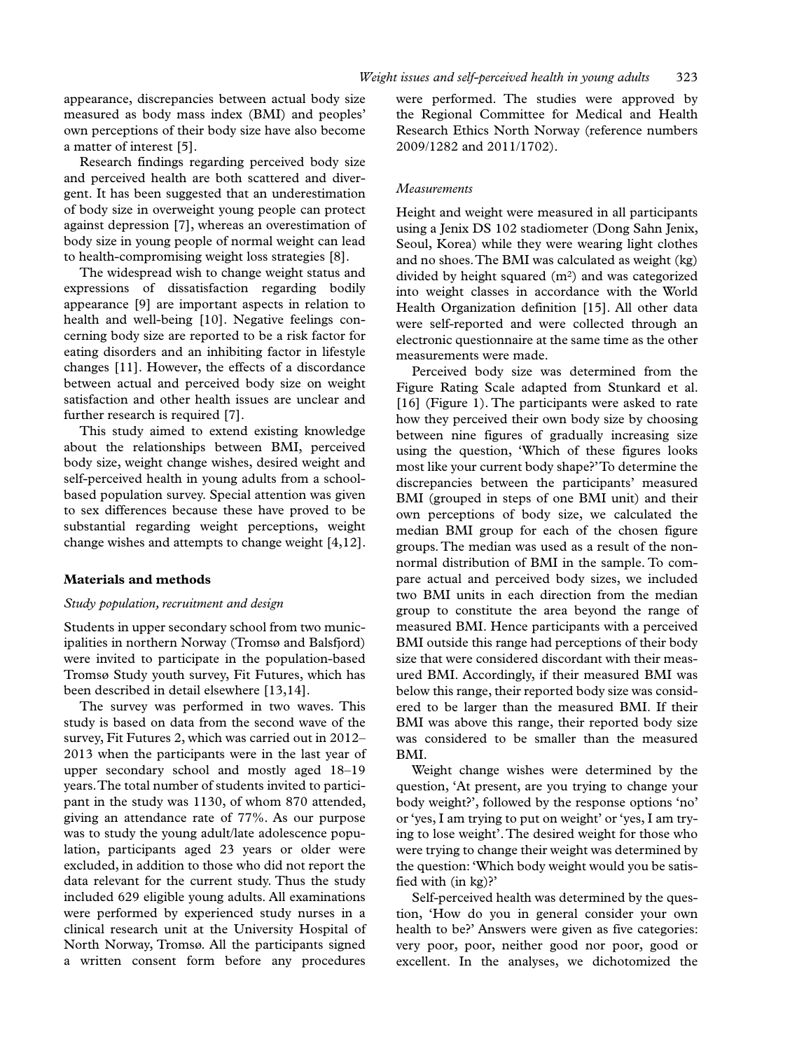appearance, discrepancies between actual body size measured as body mass index (BMI) and peoples' own perceptions of their body size have also become a matter of interest [5].

Research findings regarding perceived body size and perceived health are both scattered and divergent. It has been suggested that an underestimation of body size in overweight young people can protect against depression [7], whereas an overestimation of body size in young people of normal weight can lead to health-compromising weight loss strategies [8].

The widespread wish to change weight status and expressions of dissatisfaction regarding bodily appearance [9] are important aspects in relation to health and well-being [10]. Negative feelings concerning body size are reported to be a risk factor for eating disorders and an inhibiting factor in lifestyle changes [11]. However, the effects of a discordance between actual and perceived body size on weight satisfaction and other health issues are unclear and further research is required [7].

This study aimed to extend existing knowledge about the relationships between BMI, perceived body size, weight change wishes, desired weight and self-perceived health in young adults from a school-based population survey. Special attention was given to sex differences because these have proved to be substantial regarding weight perceptions, weight change wishes and attempts to change weight [4,12].

## Materials and methods

### *Study population, recruitment and design*

Students in upper secondary school from two municipalities in northern Norway (Tromsø and Balsfjord) were invited to participate in the population-based Tromsø Study youth survey, Fit Futures, which has been described in detail elsewhere [13,14].

The survey was performed in two waves. This study is based on data from the second wave of the survey, Fit Futures 2, which was carried out in 2012–2013 when the participants were in the last year of upper secondary school and mostly aged 18–19 years. The total number of students invited to participant in the study was 1130, of whom 870 attended, giving an attendance rate of 77%. As our purpose was to study the young adult/late adolescence population, participants aged 23 years or older were excluded, in addition to those who did not report the data relevant for the current study. Thus the study included 629 eligible young adults. All examinations were performed by experienced study nurses in a clinical research unit at the University Hospital of North Norway, Tromsø. All the participants signed a written consent form before any procedures were performed. The studies were approved by the Regional Committee for Medical and Health Research Ethics North Norway (reference numbers 2009/1282 and 2011/1702).

### *Measurements*

Height and weight were measured in all participants using a Jenix DS 102 stadiometer (Dong Sahn Jenix, Seoul, Korea) while they were wearing light clothes and no shoes. The BMI was calculated as weight (kg) divided by height squared ($m^2$) and was categorized into weight classes in accordance with the World Health Organization definition [15]. All other data were self-reported and were collected through an electronic questionnaire at the same time as the other measurements were made.

Perceived body size was determined from the Figure Rating Scale adapted from Stunkard et al. [16] (Figure 1). The participants were asked to rate how they perceived their own body size by choosing between nine figures of gradually increasing size using the question, 'Which of these figures looks most like your current body shape?' To determine the discrepancies between the participants' measured BMI (grouped in steps of one BMI unit) and their own perceptions of body size, we calculated the median BMI group for each of the chosen figure groups. The median was used as a result of the non-normal distribution of BMI in the sample. To compare actual and perceived body sizes, we included two BMI units in each direction from the median group to constitute the area beyond the range of measured BMI. Hence participants with a perceived BMI outside this range had perceptions of their body size that were considered discordant with their measured BMI. Accordingly, if their measured BMI was below this range, their reported body size was considered to be larger than the measured BMI. If their BMI was above this range, their reported body size was considered to be smaller than the measured BMI.

Weight change wishes were determined by the question, 'At present, are you trying to change your body weight?', followed by the response options 'no' or 'yes, I am trying to put on weight' or 'yes, I am trying to lose weight'. The desired weight for those who were trying to change their weight was determined by the question: 'Which body weight would you be satisfied with (in kg)?'

Self-perceived health was determined by the question, 'How do you in general consider your own health to be?' Answers were given as five categories: very poor, poor, neither good nor poor, good or excellent. In the analyses, we dichotomized the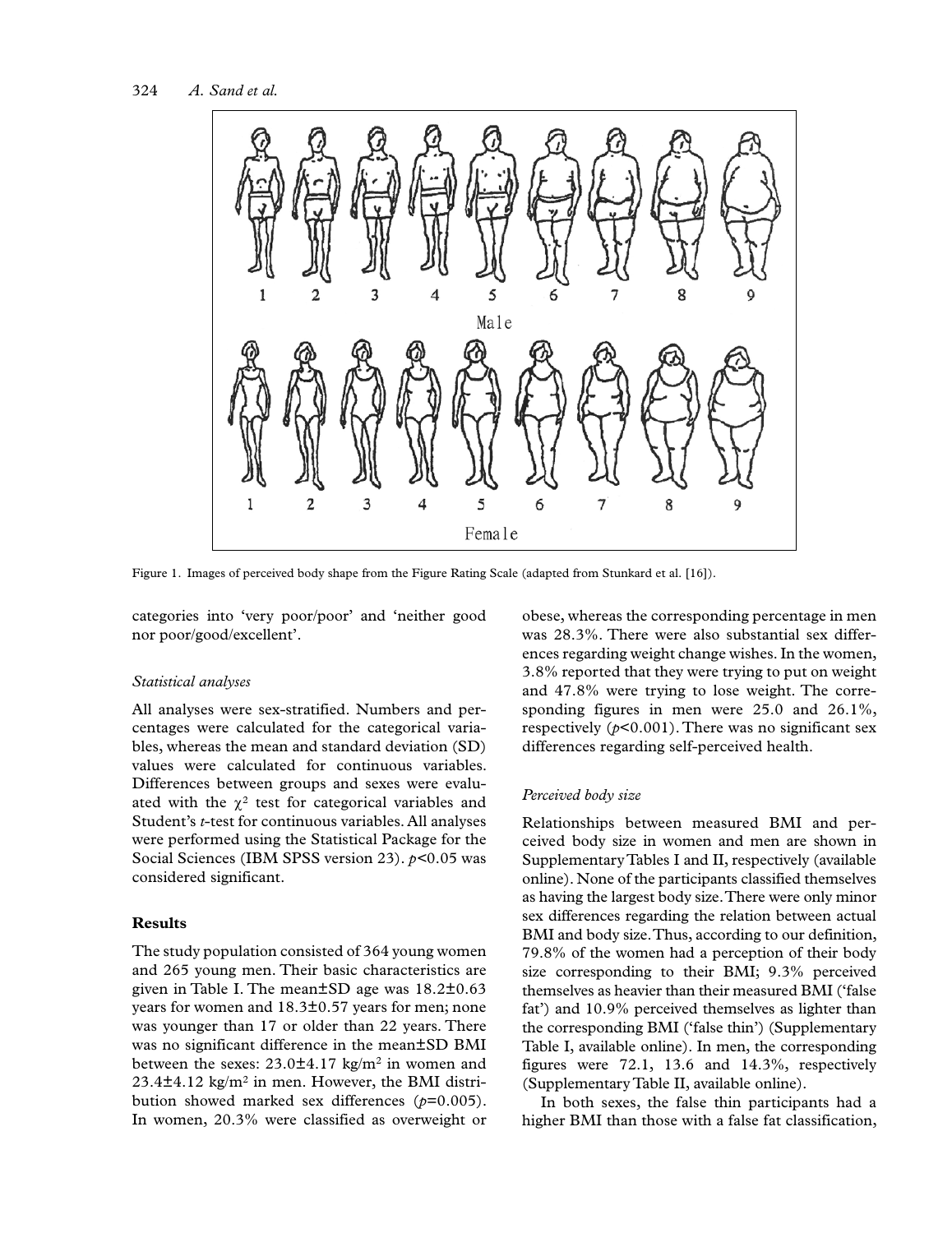Figure 1. Images of perceived body shape from the Figure Rating Scale (adapted from Stunkard et al. [16]).

categories into 'very poor/poor' and 'neither good nor poor/good/excellent'.

*Statistical analyses*

All analyses were sex-stratified. Numbers and percentages were calculated for the categorical variables, whereas the mean and standard deviation (SD) values were calculated for continuous variables. Differences between groups and sexes were evaluated with the $\chi^2$ test for categorical variables and Student's *t*-test for continuous variables. All analyses were performed using the Statistical Package for the Social Sciences (IBM SPSS version 23). $p<0.05$ was considered significant.

## Results

The study population consisted of 364 young women and 265 young men. Their basic characteristics are given in Table I. The mean±SD age was 18.2±0.63 years for women and 18.3±0.57 years for men; none was younger than 17 or older than 22 years. There was no significant difference in the mean±SD BMI between the sexes: 23.0±4.17 kg/m$^2$ in women and 23.4±4.12 kg/m$^2$ in men. However, the BMI distribution showed marked sex differences ($p$=0.005). In women, 20.3% were classified as overweight or obese, whereas the corresponding percentage in men was 28.3%. There were also substantial sex differences regarding weight change wishes. In the women, 3.8% reported that they were trying to put on weight and 47.8% were trying to lose weight. The corresponding figures in men were 25.0 and 26.1%, respectively ($p<0.001$). There was no significant sex differences regarding self-perceived health.

*Perceived body size*

Relationships between measured BMI and perceived body size in women and men are shown in Supplementary Tables I and II, respectively (available online). None of the participants classified themselves as having the largest body size. There were only minor sex differences regarding the relation between actual BMI and body size. Thus, according to our definition, 79.8% of the women had a perception of their body size corresponding to their BMI; 9.3% perceived themselves as heavier than their measured BMI ('false fat') and 10.9% perceived themselves as lighter than the corresponding BMI ('false thin') (Supplementary Table I, available online). In men, the corresponding figures were 72.1, 13.6 and 14.3%, respectively (Supplementary Table II, available online).

In both sexes, the false thin participants had a higher BMI than those with a false fat classification,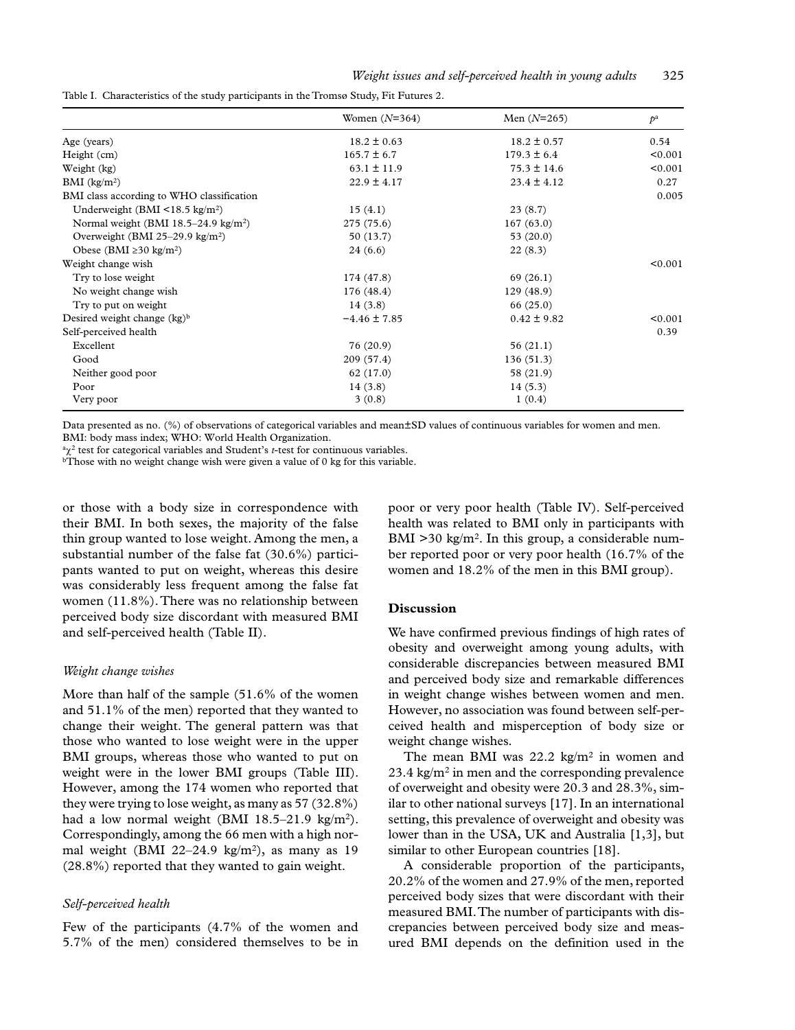Table I. Characteristics of the study participants in the Tromsø Study, Fit Futures 2.

| | Women ($N$=364) | Men ($N$=265) | $p$[a] |
|---|---|---|---|
| Age (years) | 18.2 ± 0.63 | 18.2 ± 0.57 | 0.54 |
| Height (cm) | 165.7 ± 6.7 | 179.3 ± 6.4 | <0.001 |
| Weight (kg) | 63.1 ± 11.9 | 75.3 ± 14.6 | <0.001 |
| BMI (kg/m$^2$) | 22.9 ± 4.17 | 23.4 ± 4.12 | 0.27 |
| BMI class according to WHO classification | | | 0.005 |
| Underweight (BMI <18.5 kg/m$^2$) | 15 (4.1) | 23 (8.7) | |
| Normal weight (BMI 18.5–24.9 kg/m$^2$) | 275 (75.6) | 167 (63.0) | |
| Overweight (BMI 25–29.9 kg/m$^2$) | 50 (13.7) | 53 (20.0) | |
| Obese (BMI ≥30 kg/m$^2$) | 24 (6.6) | 22 (8.3) | |
| Weight change wish | | | <0.001 |
| Try to lose weight | 174 (47.8) | 69 (26.1) | |
| No weight change wish | 176 (48.4) | 129 (48.9) | |
| Try to put on weight | 14 (3.8) | 66 (25.0) | |
| Desired weight change (kg)[b] | −4.46 ± 7.85 | 0.42 ± 9.82 | <0.001 |
| Self-perceived health | | | 0.39 |
| Excellent | 76 (20.9) | 56 (21.1) | |
| Good | 209 (57.4) | 136 (51.3) | |
| Neither good poor | 62 (17.0) | 58 (21.9) | |
| Poor | 14 (3.8) | 14 (5.3) | |
| Very poor | 3 (0.8) | 1 (0.4) | |

Data presented as no. (%) of observations of categorical variables and mean±SD values of continuous variables for women and men.
BMI: body mass index; WHO: World Health Organization.
[a]$\chi^2$ test for categorical variables and Student's $t$-test for continuous variables.
[b]Those with no weight change wish were given a value of 0 kg for this variable.

or those with a body size in correspondence with their BMI. In both sexes, the majority of the false thin group wanted to lose weight. Among the men, a substantial number of the false fat (30.6%) participants wanted to put on weight, whereas this desire was considerably less frequent among the false fat women (11.8%). There was no relationship between perceived body size discordant with measured BMI and self-perceived health (Table II).

### *Weight change wishes*

More than half of the sample (51.6% of the women and 51.1% of the men) reported that they wanted to change their weight. The general pattern was that those who wanted to lose weight were in the upper BMI groups, whereas those who wanted to put on weight were in the lower BMI groups (Table III). However, among the 174 women who reported that they were trying to lose weight, as many as 57 (32.8%) had a low normal weight (BMI 18.5–21.9 kg/m$^2$). Correspondingly, among the 66 men with a high normal weight (BMI 22–24.9 kg/m$^2$), as many as 19 (28.8%) reported that they wanted to gain weight.

### *Self-perceived health*

Few of the participants (4.7% of the women and 5.7% of the men) considered themselves to be in poor or very poor health (Table IV). Self-perceived health was related to BMI only in participants with BMI >30 kg/m$^2$. In this group, a considerable number reported poor or very poor health (16.7% of the women and 18.2% of the men in this BMI group).

## Discussion

We have confirmed previous findings of high rates of obesity and overweight among young adults, with considerable discrepancies between measured BMI and perceived body size and remarkable differences in weight change wishes between women and men. However, no association was found between self-perceived health and misperception of body size or weight change wishes.

The mean BMI was 22.2 kg/m$^2$ in women and 23.4 kg/m$^2$ in men and the corresponding prevalence of overweight and obesity were 20.3 and 28.3%, similar to other national surveys [17]. In an international setting, this prevalence of overweight and obesity was lower than in the USA, UK and Australia [1,3], but similar to other European countries [18].

A considerable proportion of the participants, 20.2% of the women and 27.9% of the men, reported perceived body sizes that were discordant with their measured BMI. The number of participants with discrepancies between perceived body size and measured BMI depends on the definition used in the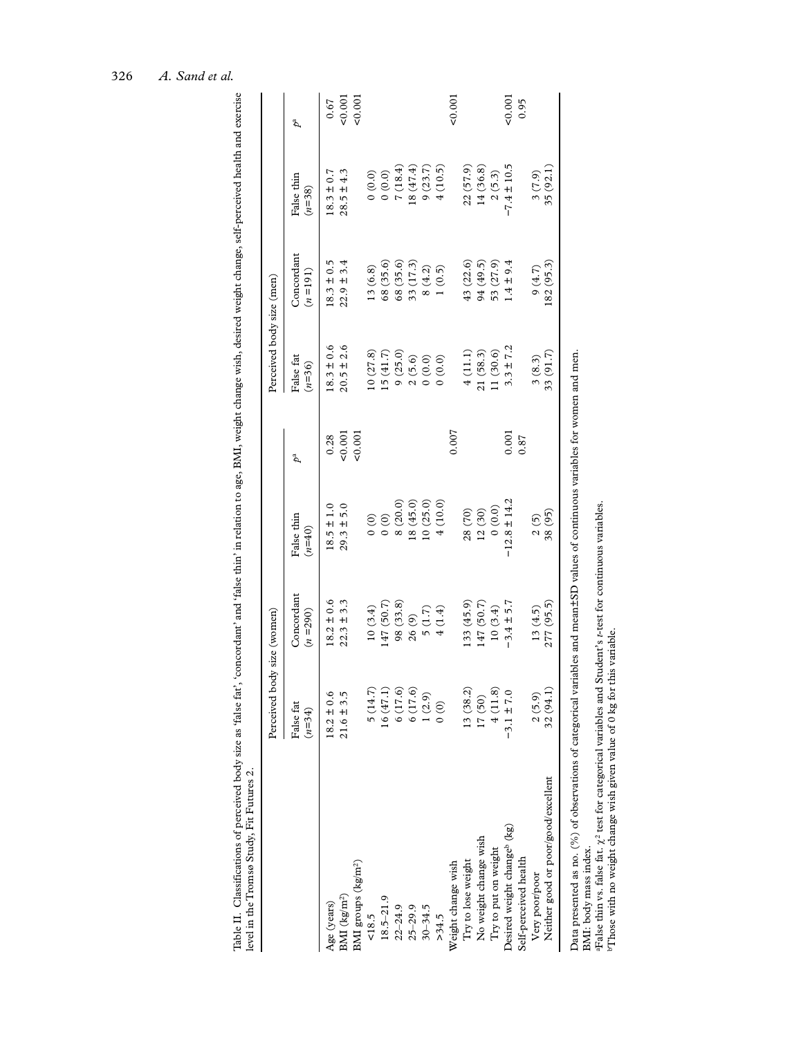Table II. Classifications of perceived body size as 'false fat', 'concordant' and 'false thin' in relation to age, BMI, weight change wish, desired weight change, self-perceived health and exercise level in the Tromsø Study, Fit Futures 2.

| | Perceived body size (women) | | | | Perceived body size (men) | | | |
|---|---|---|---|---|---|---|---|---|
| | False fat ($n$=34) | Concordant ($n$ =290) | False thin ($n$=40) | $p$[a] | False fat ($n$=36) | Concordant ($n$ =191) | False thin ($n$=38) | $p$[a] |
| Age (years) | 18.2 ± 0.6 | 18.2 ± 0.6 | 18.5 ± 1.0 | 0.28 | 18.3 ± 0.6 | 18.3 ± 0.5 | 18.3 ± 0.7 | 0.67 |
| BMI (kg/m²) | 21.6 ± 3.5 | 22.3 ± 3.3 | 29.3 ± 5.0 | <0.001 | 20.5 ± 2.6 | 22.9 ± 3.4 | 28.5 ± 4.3 | <0.001 |
| BMI groups (kg/m²) | | | | <0.001 | | | | <0.001 |
| <18.5 | 5 (14.7) | 10 (3.4) | 0 (0) | | 10 (27.8) | 13 (6.8) | 0 (0.0) | |
| 18.5–21.9 | 16 (47.1) | 147 (50.7) | 0 (0) | | 15 (41.7) | 68 (35.6) | 0 (0.0) | |
| 22–24.9 | 6 (17.6) | 98 (33.8) | 8 (20.0) | | 9 (25.0) | 68 (35.6) | 7 (18.4) | |
| 25–29.9 | 6 (17.6) | 26 (9) | 18 (45.0) | | 2 (5.6) | 33 (17.3) | 18 (47.4) | |
| 30–34.5 | 1 (2.9) | 5 (1.7) | 10 (25.0) | | 0 (0.0) | 8 (4.2) | 9 (23.7) | |
| >34.5 | 0 (0) | 4 (1.4) | 4 (10.0) | | 0 (0.0) | 1 (0.5) | 4 (10.5) | |
| Weight change wish | | | | 0.007 | | | | <0.001 |
| Try to lose weight | 13 (38.2) | 133 (45.9) | 28 (70) | | 4 (11.1) | 43 (22.6) | 22 (57.9) | |
| No weight change wish | 17 (50) | 147 (50.7) | 12 (30) | | 21 (58.3) | 94 (49.5) | 14 (36.8) | |
| Try to put on weight | 4 (11.8) | 10 (3.4) | 0 (0.0) | | 11 (30.6) | 53 (27.9) | 2 (5.3) | |
| Desired weight change[b] (kg) | −3.1 ± 7.0 | −3.4 ± 5.7 | −12.8 ± 14.2 | 0.001 | 3.3 ± 7.2 | 1.4 ± 9.4 | −7.4 ± 10.5 | <0.001 |
| Self-perceived health | | | | 0.87 | | | | 0.95 |
| Very poor/poor | 2 (5.9) | 13 (4.5) | 2 (5) | | 3 (8.3) | 9 (4.7) | 3 (7.9) | |
| Neither good or poor/good/excellent | 32 (94.1) | 277 (95.5) | 38 (95) | | 33 (91.7) | 182 (95.3) | 35 (92.1) | |

Data presented as no. (%) of observations of categorical variables and mean±SD values of continuous variables for women and men.

BMI: body mass index.

[a]False thin vs. false fat. $\chi^2$ test for categorical variables and Student's $t$-test for continuous variables.

[b]Those with no weight change wish given value of 0 kg for this variable.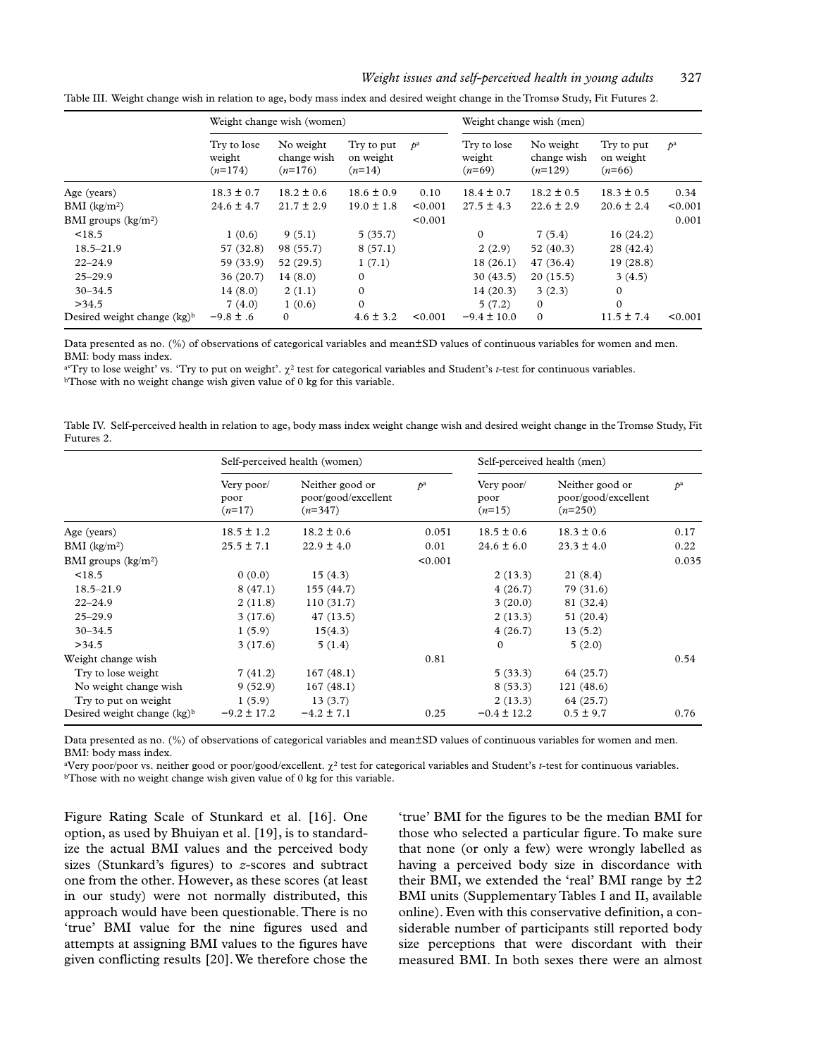Table III. Weight change wish in relation to age, body mass index and desired weight change in the Tromsø Study, Fit Futures 2.

| | Weight change wish (women) | | | | Weight change wish (men) | | | |
|---|---|---|---|---|---|---|---|---|
| | Try to lose weight ($n$=174) | No weight change wish ($n$=176) | Try to put on weight ($n$=14) | $p$[a] | Try to lose weight ($n$=69) | No weight change wish ($n$=129) | Try to put on weight ($n$=66) | $p$[a] |
| Age (years) | 18.3 ± 0.7 | 18.2 ± 0.6 | 18.6 ± 0.9 | 0.10 | 18.4 ± 0.7 | 18.2 ± 0.5 | 18.3 ± 0.5 | 0.34 |
| BMI (kg/m$^2$) | 24.6 ± 4.7 | 21.7 ± 2.9 | 19.0 ± 1.8 | <0.001 | 27.5 ± 4.3 | 22.6 ± 2.9 | 20.6 ± 2.4 | <0.001 |
| BMI groups (kg/m$^2$) | | | | <0.001 | | | | 0.001 |
| <18.5 | 1 (0.6) | 9 (5.1) | 5 (35.7) | | 0 | 7 (5.4) | 16 (24.2) | |
| 18.5–21.9 | 57 (32.8) | 98 (55.7) | 8 (57.1) | | 2 (2.9) | 52 (40.3) | 28 (42.4) | |
| 22–24.9 | 59 (33.9) | 52 (29.5) | 1 (7.1) | | 18 (26.1) | 47 (36.4) | 19 (28.8) | |
| 25–29.9 | 36 (20.7) | 14 (8.0) | 0 | | 30 (43.5) | 20 (15.5) | 3 (4.5) | |
| 30–34.5 | 14 (8.0) | 2 (1.1) | 0 | | 14 (20.3) | 3 (2.3) | 0 | |
| >34.5 | 7 (4.0) | 1 (0.6) | 0 | | 5 (7.2) | 0 | 0 | |
| Desired weight change (kg)[b] | −9.8 ± .6 | 0 | 4.6 ± 3.2 | <0.001 | −9.4 ± 10.0 | 0 | 11.5 ± 7.4 | <0.001 |

Data presented as no. (%) of observations of categorical variables and mean±SD values of continuous variables for women and men.
BMI: body mass index.
[a]'Try to lose weight' vs. 'Try to put on weight'. $\chi^2$ test for categorical variables and Student's $t$-test for continuous variables.
[b]Those with no weight change wish given value of 0 kg for this variable.

Table IV. Self-perceived health in relation to age, body mass index weight change wish and desired weight change in the Tromsø Study, Fit Futures 2.

| | Self-perceived health (women) | | | Self-perceived health (men) | | |
|---|---|---|---|---|---|---|
| | Very poor/ poor ($n$=17) | Neither good or poor/good/excellent ($n$=347) | $p$[a] | Very poor/ poor ($n$=15) | Neither good or poor/good/excellent ($n$=250) | $p$[a] |
| Age (years) | 18.5 ± 1.2 | 18.2 ± 0.6 | 0.051 | 18.5 ± 0.6 | 18.3 ± 0.6 | 0.17 |
| BMI (kg/m$^2$) | 25.5 ± 7.1 | 22.9 ± 4.0 | 0.01 | 24.6 ± 6.0 | 23.3 ± 4.0 | 0.22 |
| BMI groups (kg/m$^2$) | | | <0.001 | | | 0.035 |
| <18.5 | 0 (0.0) | 15 (4.3) | | 2 (13.3) | 21 (8.4) | |
| 18.5–21.9 | 8 (47.1) | 155 (44.7) | | 4 (26.7) | 79 (31.6) | |
| 22–24.9 | 2 (11.8) | 110 (31.7) | | 3 (20.0) | 81 (32.4) | |
| 25–29.9 | 3 (17.6) | 47 (13.5) | | 2 (13.3) | 51 (20.4) | |
| 30–34.5 | 1 (5.9) | 15(4.3) | | 4 (26.7) | 13 (5.2) | |
| >34.5 | 3 (17.6) | 5 (1.4) | | 0 | 5 (2.0) | |
| Weight change wish | | | 0.81 | | | 0.54 |
| Try to lose weight | 7 (41.2) | 167 (48.1) | | 5 (33.3) | 64 (25.7) | |
| No weight change wish | 9 (52.9) | 167 (48.1) | | 8 (53.3) | 121 (48.6) | |
| Try to put on weight | 1 (5.9) | 13 (3.7) | | 2 (13.3) | 64 (25.7) | |
| Desired weight change (kg)[b] | −9.2 ± 17.2 | −4.2 ± 7.1 | 0.25 | −0.4 ± 12.2 | 0.5 ± 9.7 | 0.76 |

Data presented as no. (%) of observations of categorical variables and mean±SD values of continuous variables for women and men.
BMI: body mass index.
[a]Very poor/poor vs. neither good or poor/good/excellent. $\chi^2$ test for categorical variables and Student's $t$-test for continuous variables.
[b]Those with no weight change wish given value of 0 kg for this variable.

Figure Rating Scale of Stunkard et al. [16]. One option, as used by Bhuiyan et al. [19], is to standardize the actual BMI values and the perceived body sizes (Stunkard's figures) to $z$-scores and subtract one from the other. However, as these scores (at least in our study) were not normally distributed, this approach would have been questionable. There is no 'true' BMI value for the nine figures used and attempts at assigning BMI values to the figures have given conflicting results [20]. We therefore chose the 'true' BMI for the figures to be the median BMI for those who selected a particular figure. To make sure that none (or only a few) were wrongly labelled as having a perceived body size in discordance with their BMI, we extended the 'real' BMI range by ±2 BMI units (Supplementary Tables I and II, available online). Even with this conservative definition, a considerable number of participants still reported body size perceptions that were discordant with their measured BMI. In both sexes there were an almost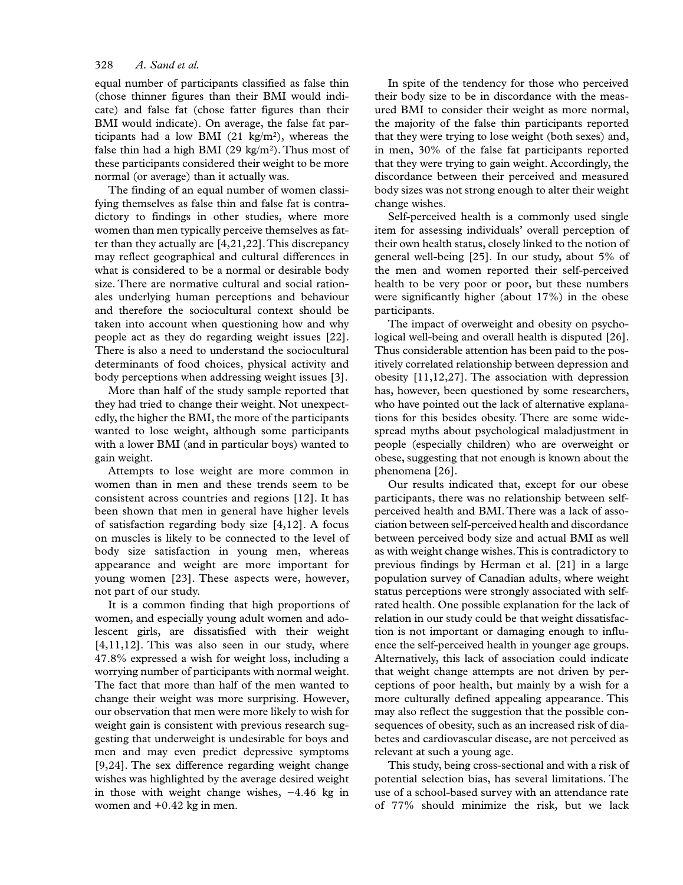equal number of participants classified as false thin (chose thinner figures than their BMI would indicate) and false fat (chose fatter figures than their BMI would indicate). On average, the false fat participants had a low BMI (21 kg/m$^2$), whereas the false thin had a high BMI (29 kg/m$^2$). Thus most of these participants considered their weight to be more normal (or average) than it actually was.

The finding of an equal number of women classifying themselves as false thin and false fat is contradictory to findings in other studies, where more women than men typically perceive themselves as fatter than they actually are [4,21,22]. This discrepancy may reflect geographical and cultural differences in what is considered to be a normal or desirable body size. There are normative cultural and social rationales underlying human perceptions and behaviour and therefore the sociocultural context should be taken into account when questioning how and why people act as they do regarding weight issues [22]. There is also a need to understand the sociocultural determinants of food choices, physical activity and body perceptions when addressing weight issues [3].

More than half of the study sample reported that they had tried to change their weight. Not unexpectedly, the higher the BMI, the more of the participants wanted to lose weight, although some participants with a lower BMI (and in particular boys) wanted to gain weight.

Attempts to lose weight are more common in women than in men and these trends seem to be consistent across countries and regions [12]. It has been shown that men in general have higher levels of satisfaction regarding body size [4,12]. A focus on muscles is likely to be connected to the level of body size satisfaction in young men, whereas appearance and weight are more important for young women [23]. These aspects were, however, not part of our study.

It is a common finding that high proportions of women, and especially young adult women and adolescent girls, are dissatisfied with their weight [4,11,12]. This was also seen in our study, where 47.8% expressed a wish for weight loss, including a worrying number of participants with normal weight. The fact that more than half of the men wanted to change their weight was more surprising. However, our observation that men were more likely to wish for weight gain is consistent with previous research suggesting that underweight is undesirable for boys and men and may even predict depressive symptoms [9,24]. The sex difference regarding weight change wishes was highlighted by the average desired weight in those with weight change wishes, −4.46 kg in women and +0.42 kg in men.

In spite of the tendency for those who perceived their body size to be in discordance with the measured BMI to consider their weight as more normal, the majority of the false thin participants reported that they were trying to lose weight (both sexes) and, in men, 30% of the false fat participants reported that they were trying to gain weight. Accordingly, the discordance between their perceived and measured body sizes was not strong enough to alter their weight change wishes.

Self-perceived health is a commonly used single item for assessing individuals' overall perception of their own health status, closely linked to the notion of general well-being [25]. In our study, about 5% of the men and women reported their self-perceived health to be very poor or poor, but these numbers were significantly higher (about 17%) in the obese participants.

The impact of overweight and obesity on psychological well-being and overall health is disputed [26]. Thus considerable attention has been paid to the positively correlated relationship between depression and obesity [11,12,27]. The association with depression has, however, been questioned by some researchers, who have pointed out the lack of alternative explanations for this besides obesity. There are some widespread myths about psychological maladjustment in people (especially children) who are overweight or obese, suggesting that not enough is known about the phenomena [26].

Our results indicated that, except for our obese participants, there was no relationship between self-perceived health and BMI. There was a lack of association between self-perceived health and discordance between perceived body size and actual BMI as well as with weight change wishes. This is contradictory to previous findings by Herman et al. [21] in a large population survey of Canadian adults, where weight status perceptions were strongly associated with self-rated health. One possible explanation for the lack of relation in our study could be that weight dissatisfaction is not important or damaging enough to influence the self-perceived health in younger age groups. Alternatively, this lack of association could indicate that weight change attempts are not driven by perceptions of poor health, but mainly by a wish for a more culturally defined appealing appearance. This may also reflect the suggestion that the possible consequences of obesity, such as an increased risk of diabetes and cardiovascular disease, are not perceived as relevant at such a young age.

This study, being cross-sectional and with a risk of potential selection bias, has several limitations. The use of a school-based survey with an attendance rate of 77% should minimize the risk, but we lack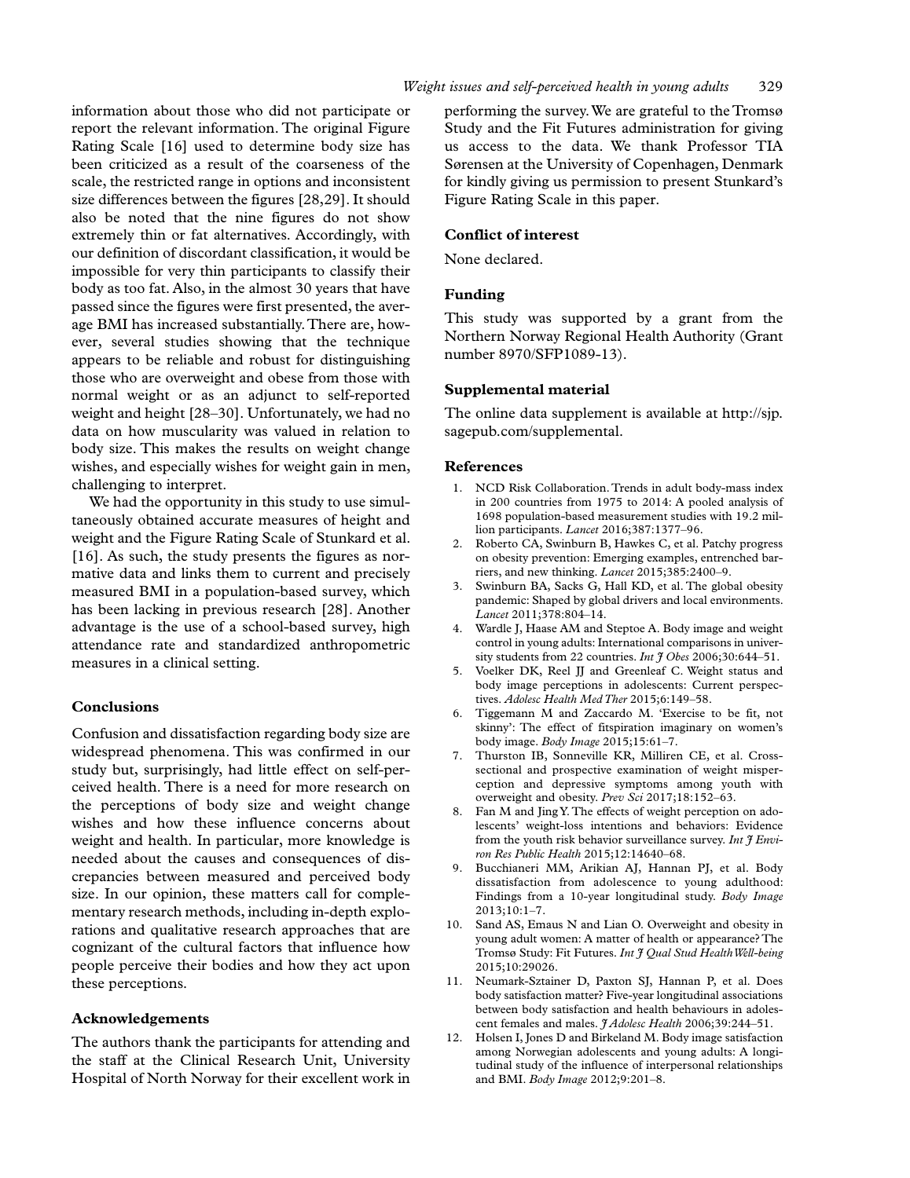information about those who did not participate or report the relevant information. The original Figure Rating Scale [16] used to determine body size has been criticized as a result of the coarseness of the scale, the restricted range in options and inconsistent size differences between the figures [28,29]. It should also be noted that the nine figures do not show extremely thin or fat alternatives. Accordingly, with our definition of discordant classification, it would be impossible for very thin participants to classify their body as too fat. Also, in the almost 30 years that have passed since the figures were first presented, the average BMI has increased substantially. There are, however, several studies showing that the technique appears to be reliable and robust for distinguishing those who are overweight and obese from those with normal weight or as an adjunct to self-reported weight and height [28–30]. Unfortunately, we had no data on how muscularity was valued in relation to body size. This makes the results on weight change wishes, and especially wishes for weight gain in men, challenging to interpret.

We had the opportunity in this study to use simultaneously obtained accurate measures of height and weight and the Figure Rating Scale of Stunkard et al. [16]. As such, the study presents the figures as normative data and links them to current and precisely measured BMI in a population-based survey, which has been lacking in previous research [28]. Another advantage is the use of a school-based survey, high attendance rate and standardized anthropometric measures in a clinical setting.

## Conclusions

Confusion and dissatisfaction regarding body size are widespread phenomena. This was confirmed in our study but, surprisingly, had little effect on self-perceived health. There is a need for more research on the perceptions of body size and weight change wishes and how these influence concerns about weight and health. In particular, more knowledge is needed about the causes and consequences of discrepancies between measured and perceived body size. In our opinion, these matters call for complementary research methods, including in-depth explorations and qualitative research approaches that are cognizant of the cultural factors that influence how people perceive their bodies and how they act upon these perceptions.

## Acknowledgements

The authors thank the participants for attending and the staff at the Clinical Research Unit, University Hospital of North Norway for their excellent work in performing the survey. We are grateful to the Tromsø Study and the Fit Futures administration for giving us access to the data. We thank Professor TIA Sørensen at the University of Copenhagen, Denmark for kindly giving us permission to present Stunkard's Figure Rating Scale in this paper.

## Conflict of interest

None declared.

## Funding

This study was supported by a grant from the Northern Norway Regional Health Authority (Grant number 8970/SFP1089-13).

## Supplemental material

The online data supplement is available at http://sjp.sagepub.com/supplemental.

## References

1. NCD Risk Collaboration. Trends in adult body-mass index in 200 countries from 1975 to 2014: A pooled analysis of 1698 population-based measurement studies with 19.2 million participants. *Lancet* 2016;387:1377–96.
2. Roberto CA, Swinburn B, Hawkes C, et al. Patchy progress on obesity prevention: Emerging examples, entrenched barriers, and new thinking. *Lancet* 2015;385:2400–9.
3. Swinburn BA, Sacks G, Hall KD, et al. The global obesity pandemic: Shaped by global drivers and local environments. *Lancet* 2011;378:804–14.
4. Wardle J, Haase AM and Steptoe A. Body image and weight control in young adults: International comparisons in university students from 22 countries. *Int J Obes* 2006;30:644–51.
5. Voelker DK, Reel JJ and Greenleaf C. Weight status and body image perceptions in adolescents: Current perspectives. *Adolesc Health Med Ther* 2015;6:149–58.
6. Tiggemann M and Zaccardo M. 'Exercise to be fit, not skinny': The effect of fitspiration imaginary on women's body image. *Body Image* 2015;15:61–7.
7. Thurston IB, Sonneville KR, Milliren CE, et al. Cross-sectional and prospective examination of weight misperception and depressive symptoms among youth with overweight and obesity. *Prev Sci* 2017;18:152–63.
8. Fan M and Jing Y. The effects of weight perception on adolescents' weight-loss intentions and behaviors: Evidence from the youth risk behavior surveillance survey. *Int J Environ Res Public Health* 2015;12:14640–68.
9. Bucchianeri MM, Arikian AJ, Hannan PJ, et al. Body dissatisfaction from adolescence to young adulthood: Findings from a 10-year longitudinal study. *Body Image* 2013;10:1–7.
10. Sand AS, Emaus N and Lian O. Overweight and obesity in young adult women: A matter of health or appearance? The Tromsø Study: Fit Futures. *Int J Qual Stud Health Well-being* 2015;10:29026.
11. Neumark-Sztainer D, Paxton SJ, Hannan P, et al. Does body satisfaction matter? Five-year longitudinal associations between body satisfaction and health behaviours in adolescent females and males. *J Adolesc Health* 2006;39:244–51.
12. Holsen I, Jones D and Birkeland M. Body image satisfaction among Norwegian adolescents and young adults: A longitudinal study of the influence of interpersonal relationships and BMI. *Body Image* 2012;9:201–8.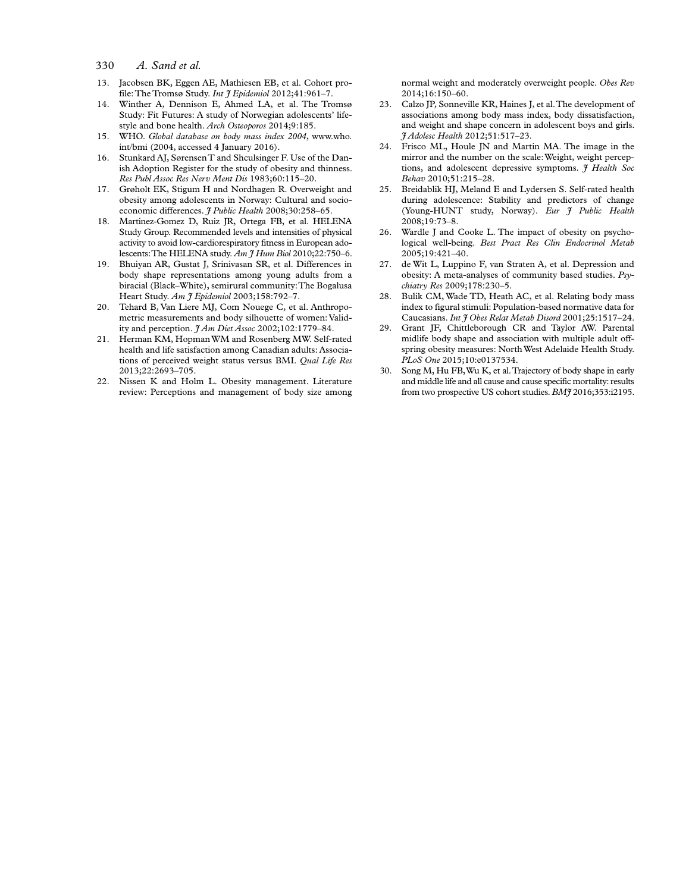13. Jacobsen BK, Eggen AE, Mathiesen EB, et al. Cohort profile: The Tromsø Study. *Int J Epidemiol* 2012;41:961–7.
14. Winther A, Dennison E, Ahmed LA, et al. The Tromsø Study: Fit Futures: A study of Norwegian adolescents' lifestyle and bone health. *Arch Osteoporos* 2014;9:185.
15. WHO. *Global database on body mass index 2004*, www.who.int/bmi (2004, accessed 4 January 2016).
16. Stunkard AJ, Sørensen T and Shculsinger F. Use of the Danish Adoption Register for the study of obesity and thinness. *Res Publ Assoc Res Nerv Ment Dis* 1983;60:115–20.
17. Grøholt EK, Stigum H and Nordhagen R. Overweight and obesity among adolescents in Norway: Cultural and socio-economic differences. *J Public Health* 2008;30:258–65.
18. Martinez-Gomez D, Ruiz JR, Ortega FB, et al. HELENA Study Group. Recommended levels and intensities of physical activity to avoid low-cardiorespiratory fitness in European adolescents: The HELENA study. *Am J Hum Biol* 2010;22:750–6.
19. Bhuiyan AR, Gustat J, Srinivasan SR, et al. Differences in body shape representations among young adults from a biracial (Black–White), semirural community: The Bogalusa Heart Study. *Am J Epidemiol* 2003;158:792–7.
20. Tehard B, Van Liere MJ, Com Nouege C, et al. Anthropometric measurements and body silhouette of women: Validity and perception. *J Am Diet Assoc* 2002;102:1779–84.
21. Herman KM, Hopman WM and Rosenberg MW. Self-rated health and life satisfaction among Canadian adults: Associations of perceived weight status versus BMI. *Qual Life Res* 2013;22:2693–705.
22. Nissen K and Holm L. Obesity management. Literature review: Perceptions and management of body size among normal weight and moderately overweight people. *Obes Rev* 2014;16:150–60.
23. Calzo JP, Sonneville KR, Haines J, et al. The development of associations among body mass index, body dissatisfaction, and weight and shape concern in adolescent boys and girls. *J Adolesc Health* 2012;51:517–23.
24. Frisco ML, Houle JN and Martin MA. The image in the mirror and the number on the scale: Weight, weight perceptions, and adolescent depressive symptoms. *J Health Soc Behav* 2010;51:215–28.
25. Breidablik HJ, Meland E and Lydersen S. Self-rated health during adolescence: Stability and predictors of change (Young-HUNT study, Norway). *Eur J Public Health* 2008;19:73–8.
26. Wardle J and Cooke L. The impact of obesity on psychological well-being. *Best Pract Res Clin Endocrinol Metab* 2005;19:421–40.
27. de Wit L, Luppino F, van Straten A, et al. Depression and obesity: A meta-analyses of community based studies. *Psychiatry Res* 2009;178:230–5.
28. Bulik CM, Wade TD, Heath AC, et al. Relating body mass index to figural stimuli: Population-based normative data for Caucasians. *Int J Obes Relat Metab Disord* 2001;25:1517–24.
29. Grant JF, Chittleborough CR and Taylor AW. Parental midlife body shape and association with multiple adult offspring obesity measures: North West Adelaide Health Study. *PLoS One* 2015;10:e0137534.
30. Song M, Hu FB, Wu K, et al. Trajectory of body shape in early and middle life and all cause and cause specific mortality: results from two prospective US cohort studies. *BMJ* 2016;353:i2195.